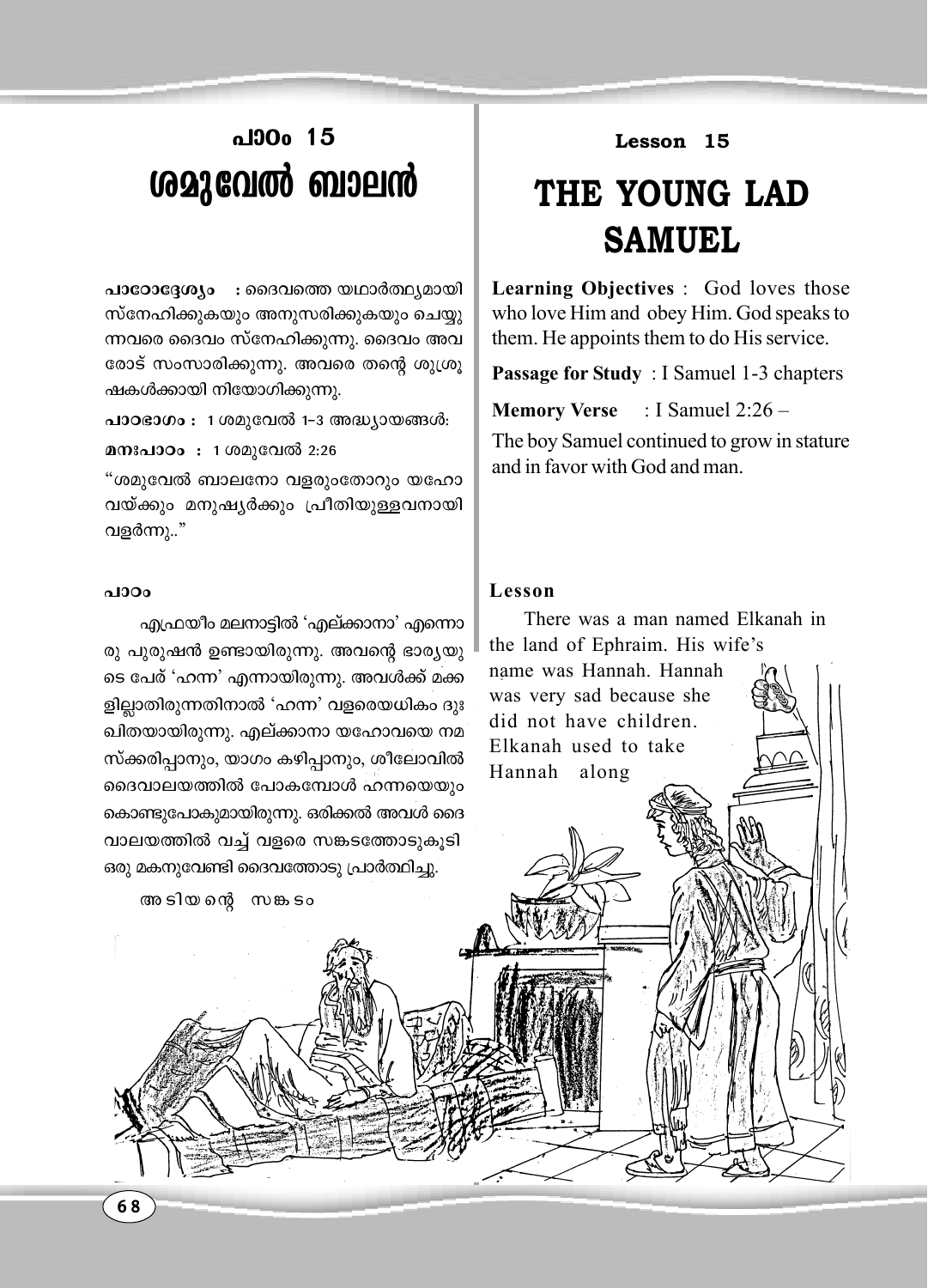# പാഠം 15

# ശമുവേൽ ബാലൻ

**പാഠോദ്ദേശ്യം** : ദൈവത്തെ യഥാർത്ഥ്യമായി സ്നേഹിക്കുകയും അനുസരിക്കുകയും ചെയ്യുന്നവരെ ദൈവം സ്നേഹിക്കുന്നു. ദൈവം അവരോട് സംസാരിക്കുന്നു. അവരെ തന്റെ ശുശ്രൂഷകൾക്കായി നിയോഗിക്കുന്നു.

**പാഠഭാഗം :** 1 ശമുവേൽ 1-3 അദ്ധ്യായങ്ങൾ:

**മനഃപാഠം :** 1 ശമുവേൽ 2:26

"ശമുവേൽ ബാലനോ വളരുംതോറും യഹോവയ്ക്കും മനുഷ്യർക്കും പ്രീതിയുള്ളവനായി വളർന്നു.."

**പാഠം**

എഫ്രയീം മലനാട്ടിൽ 'എല്ക്കാനാ' എന്നൊരു പുരുഷൻ ഉണ്ടായിരുന്നു. അവന്റെ ഭാര്യയുടെ പേര് 'ഹന്ന' എന്നായിരുന്നു. അവൾക്ക് മക്കളില്ലാതിരുന്നതിനാൽ 'ഹന്ന' വളരെയധികം ദുഃഖിതയായിരുന്നു. എല്ക്കാനാ യഹോവയെ നമസ്ക്കരിപ്പാനും, യാഗം കഴിപ്പാനും, ശീലോവിൽ ദൈവാലയത്തിൽ പോകമ്പോൾ ഹന്നയെയും കൊണ്ടുപോകുമായിരുന്നു. ഒരിക്കൽ അവൾ ദൈവാലയത്തിൽ വച്ച് വളരെ സങ്കടത്തോടുകൂടി ഒരു മകനുവേണ്ടി ദൈവത്തോടു പ്രാർത്ഥിച്ചു.

അടിയന്റെ സങ്കടം

# Lesson 15

# THE YOUNG LAD SAMUEL

**Learning Objectives** : God loves those who love Him and obey Him. God speaks to them. He appoints them to do His service.

**Passage for Study** : I Samuel 1-3 chapters

**Memory Verse** : I Samuel 2:26 –

The boy Samuel continued to grow in stature and in favor with God and man.

**Lesson**

There was a man named Elkanah in the land of Ephraim. His wife's name was Hannah. Hannah was very sad because she did not have children. Elkanah used to take Hannah along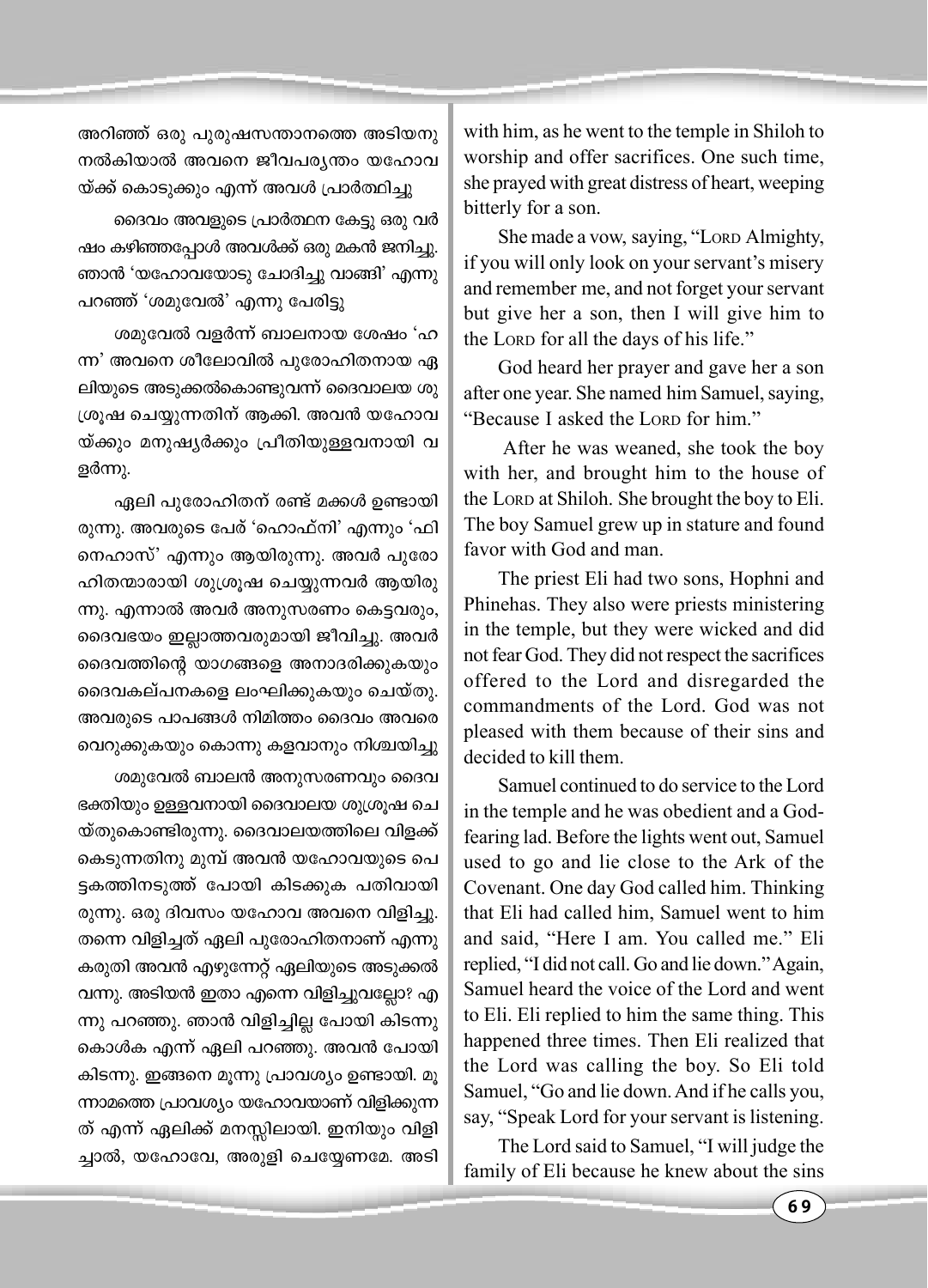അറിഞ്ഞ് ഒരു പുരുഷസന്താനത്തെ അടിയനു നൽകിയാൽ അവനെ ജീവപര്യന്തം യഹോവയ്ക്ക് കൊടുക്കും എന്ന് അവൾ പ്രാർത്ഥിച്ചു

ദൈവം അവളുടെ പ്രാർത്ഥന കേട്ടു ഒരു വർഷം കഴിഞ്ഞപ്പോൾ അവൾക്ക് ഒരു മകൻ ജനിച്ചു. ഞാൻ 'യഹോവയോടു ചോദിച്ചു വാങ്ങി' എന്നു പറഞ്ഞ് 'ശമുവേൽ' എന്നു പേരിട്ടു

ശമുവേൽ വളർന്ന് ബാലനായ ശേഷം 'ഹന്ന' അവനെ ശീലോവിൽ പുരോഹിതനായ ഏലിയുടെ അടുക്കൽകൊണ്ടുവന്ന് ദൈവാലയ ശുശ്രൂഷ ചെയ്യുന്നതിന് ആക്കി. അവൻ യഹോവയ്ക്കും മനുഷ്യർക്കും പ്രീതിയുള്ളവനായി വളർന്നു.

ഏലി പുരോഹിതന് രണ്ട് മക്കൾ ഉണ്ടായിരുന്നു. അവരുടെ പേര് 'ഹൊഫ്നി' എന്നും 'ഫിനെഹാസ്' എന്നും ആയിരുന്നു. അവർ പുരോഹിതന്മാരായി ശുശ്രൂഷ ചെയ്യുന്നവർ ആയിരുന്നു. എന്നാൽ അവർ അനുസരണം കെട്ടവരും, ദൈവഭയം ഇല്ലാത്തവരുമായി ജീവിച്ചു. അവർ ദൈവത്തിന്റെ യാഗങ്ങളെ അനാദരിക്കുകയും ദൈവകല്പനകളെ ലംഘിക്കുകയും ചെയ്തു. അവരുടെ പാപങ്ങൾ നിമിത്തം ദൈവം അവരെ വെറുക്കുകയും കൊന്നു കളവാനും നിശ്ചയിച്ചു

ശമുവേൽ ബാലൻ അനുസരണവും ദൈവഭക്തിയും ഉള്ളവനായി ദൈവാലയ ശുശ്രൂഷ ചെയ്തുകൊണ്ടിരുന്നു. ദൈവാലയത്തിലെ വിളക്ക് കെടുന്നതിനു മുമ്പ് അവൻ യഹോവയുടെ പെട്ടകത്തിനടുത്ത് പോയി കിടക്കുക പതിവായിരുന്നു. ഒരു ദിവസം യഹോവ അവനെ വിളിച്ചു. തന്നെ വിളിച്ചത് ഏലി പുരോഹിതനാണ് എന്നു കരുതി അവൻ എഴുന്നേറ്റ് ഏലിയുടെ അടുക്കൽ വന്നു. അടിയൻ ഇതാ എന്നെ വിളിച്ചുവല്ലോ? എന്നു പറഞ്ഞു. ഞാൻ വിളിച്ചില്ല പോയി കിടന്നുകൊൾക എന്ന് ഏലി പറഞ്ഞു. അവൻ പോയി കിടന്നു. ഇങ്ങനെ മൂന്നു പ്രാവശ്യം ഉണ്ടായി. മൂന്നാമത്തെ പ്രാവശ്യം യഹോവയാണ് വിളിക്കുന്നത് എന്ന് ഏലിക്ക് മനസ്സിലായി. ഇനിയും വിളിച്ചാൽ, യഹോവേ, അരുളി ചെയ്യേണമേ. അടി

with him, as he went to the temple in Shiloh to worship and offer sacrifices. One such time, she prayed with great distress of heart, weeping bitterly for a son.

She made a vow, saying, "LORD Almighty, if you will only look on your servant's misery and remember me, and not forget your servant but give her a son, then I will give him to the LORD for all the days of his life."

God heard her prayer and gave her a son after one year. She named him Samuel, saying, "Because I asked the LORD for him."

After he was weaned, she took the boy with her, and brought him to the house of the LORD at Shiloh. She brought the boy to Eli. The boy Samuel grew up in stature and found favor with God and man.

The priest Eli had two sons, Hophni and Phinehas. They also were priests ministering in the temple, but they were wicked and did not fear God. They did not respect the sacrifices offered to the Lord and disregarded the commandments of the Lord. God was not pleased with them because of their sins and decided to kill them.

Samuel continued to do service to the Lord in the temple and he was obedient and a God-fearing lad. Before the lights went out, Samuel used to go and lie close to the Ark of the Covenant. One day God called him. Thinking that Eli had called him, Samuel went to him and said, "Here I am. You called me." Eli replied, "I did not call. Go and lie down." Again, Samuel heard the voice of the Lord and went to Eli. Eli replied to him the same thing. This happened three times. Then Eli realized that the Lord was calling the boy. So Eli told Samuel, "Go and lie down. And if he calls you, say, "Speak Lord for your servant is listening.

The Lord said to Samuel, "I will judge the family of Eli because he knew about the sins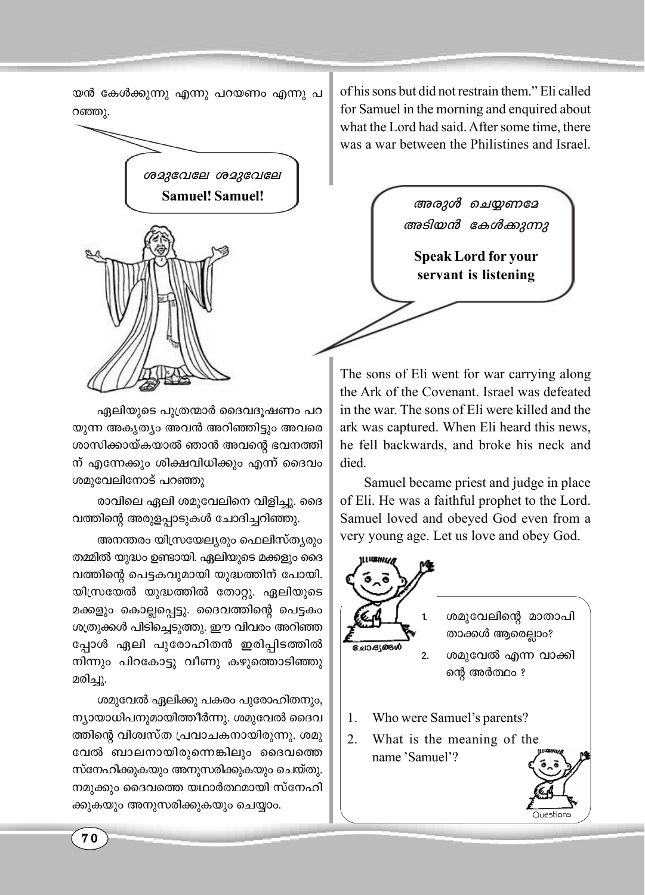യൻ കേൾക്കുന്നു എന്നു പറയണം എന്നു പറഞ്ഞു.

ശമുവേലേ ശമുവേലേ
**Samuel! Samuel!**

ഏലിയുടെ പുത്രന്മാർ ദൈവദൂഷണം പറയുന്ന അകൃത്യം അവൻ അറിഞ്ഞിട്ടും അവരെ ശാസിക്കായ്കയാൽ ഞാൻ അവന്റെ ഭവനത്തിന് എന്നേക്കും ശിക്ഷവിധിക്കും എന്ന് ദൈവം ശമുവേലിനോട് പറഞ്ഞു

രാവിലെ ഏലി ശമുവേലിനെ വിളിച്ചു. ദൈവത്തിന്റെ അരുളപ്പാടുകൾ ചോദിച്ചറിഞ്ഞു.

അനന്തരം യിസ്രയേല്യരും ഫെലിസ്ത്യരും തമ്മിൽ യുദ്ധം ഉണ്ടായി. ഏലിയുടെ മക്കളും ദൈവത്തിന്റെ പെട്ടകവുമായി യുദ്ധത്തിന് പോയി. യിസ്രയേൽ യുദ്ധത്തിൽ തോറ്റു. ഏലിയുടെ മക്കളും കൊല്ലപ്പെട്ടു. ദൈവത്തിന്റെ പെട്ടകം ശത്രുക്കൾ പിടിച്ചെടുത്തു. ഈ വിവരം അറിഞ്ഞപ്പോൾ ഏലി പുരോഹിതൻ ഇരിപ്പിടത്തിൽ നിന്നും പിറകോട്ടു വീണു കഴുത്തൊടിഞ്ഞു മരിച്ചു.

ശമുവേൽ ഏലിക്കു പകരം പുരോഹിതനും, ന്യായാധിപനുമായിത്തീർന്നു. ശമുവേൽ ദൈവത്തിന്റെ വിശ്വസ്ത പ്രവാചകനായിരുന്നു. ശമുവേൽ ബാലനായിരുന്നെങ്കിലും ദൈവത്തെ സ്നേഹിക്കുകയും അനുസരിക്കുകയും ചെയ്തു. നമുക്കും ദൈവത്തെ യഥാർത്ഥമായി സ്നേഹിക്കുകയും അനുസരിക്കുകയും ചെയ്യാം.

of his sons but did not restrain them." Eli called for Samuel in the morning and enquired about what the Lord had said. After some time, there was a war between the Philistines and Israel.

അരുൾ ചെയ്യണമേ
അടിയൻ കേൾക്കുന്നു

**Speak Lord for your servant is listening**

The sons of Eli went for war carrying along the Ark of the Covenant. Israel was defeated in the war. The sons of Eli were killed and the ark was captured. When Eli heard this news, he fell backwards, and broke his neck and died.

Samuel became priest and judge in place of Eli. He was a faithful prophet to the Lord. Samuel loved and obeyed God even from a very young age. Let us love and obey God.

ചോദ്യങ്ങൾ

1. ശമുവേലിന്റെ മാതാപിതാക്കൾ ആരെല്ലാം?
2. ശമുവേൽ എന്ന വാക്കിന്റെ അർത്ഥം ?

Questions

1. Who were Samuel's parents?
2. What is the meaning of the name 'Samuel'?